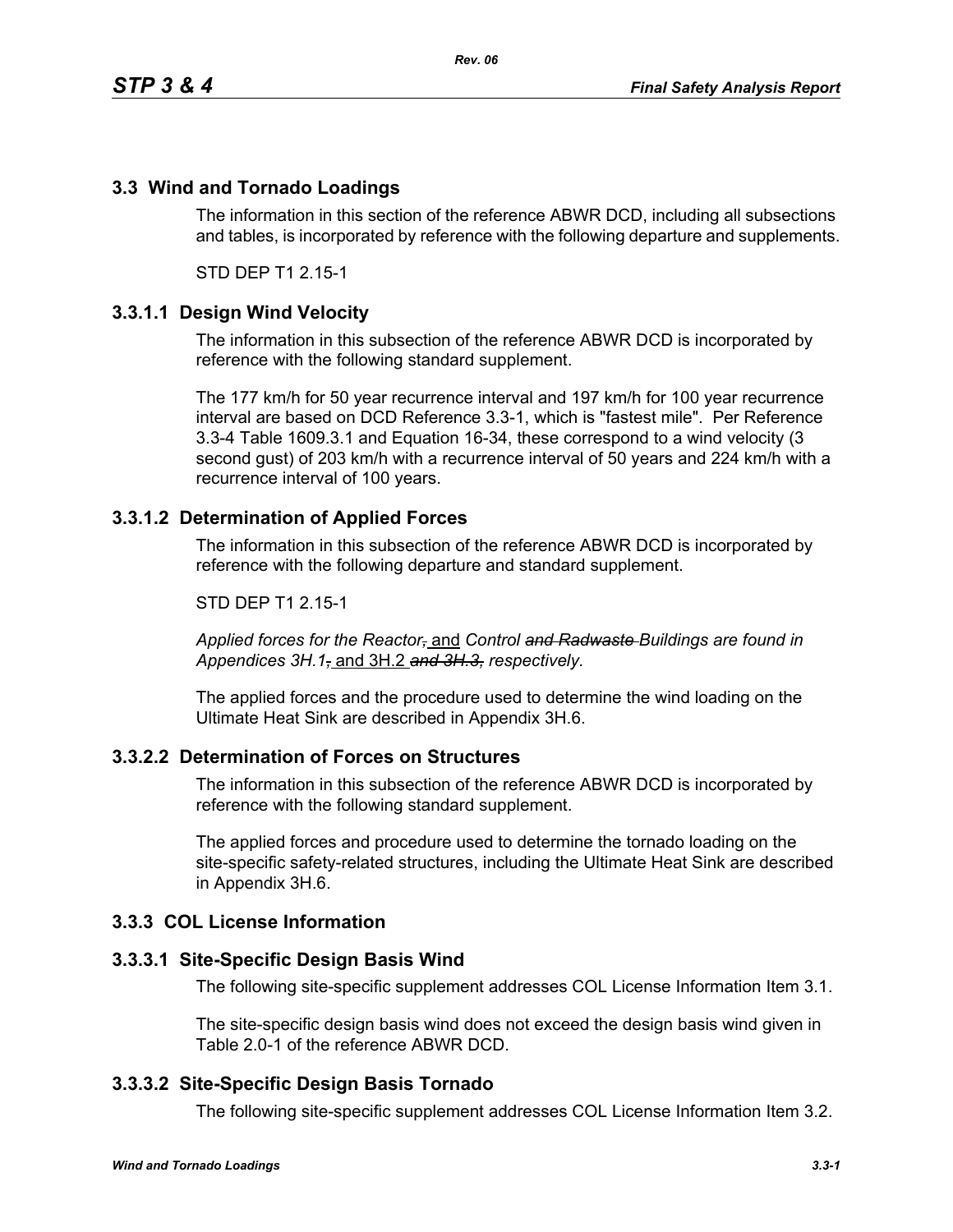## 3.3 Wind and Tornado Loadings

The information in this section of the reference ABWR DCD, including all subsections and tables, is incorporated by reference with the following departure and supplements.

STD DEP T1 2.15-1

### 3.3.1.1 Design Wind Velocity

The information in this subsection of the reference ABWR DCD is incorporated by reference with the following standard supplement.

The 177 km/h for 50 year recurrence interval and 197 km/h for 100 year recurrence interval are based on DCD Reference 3.3-1, which is "fastest mile". Per Reference 3.3-4 Table 1609.3.1 and Equation 16-34, these correspond to a wind velocity (3 second gust) of 203 km/h with a recurrence interval of 50 years and 224 km/h with a recurrence interval of 100 years.

### 3.3.1.2 Determination of Applied Forces

The information in this subsection of the reference ABWR DCD is incorporated by reference with the following departure and standard supplement.

STD DEP T1 2.15-1

*Applied forces for the Reactor, ~~,~~ and Control ~~and Radwaste~~ Buildings are found in Appendices 3H.1~~,~~ and 3H.2 ~~and 3H.3,~~ respectively.*

The applied forces and the procedure used to determine the wind loading on the Ultimate Heat Sink are described in Appendix 3H.6.

### 3.3.2.2 Determination of Forces on Structures

The information in this subsection of the reference ABWR DCD is incorporated by reference with the following standard supplement.

The applied forces and procedure used to determine the tornado loading on the site-specific safety-related structures, including the Ultimate Heat Sink are described in Appendix 3H.6.

### 3.3.3 COL License Information

### 3.3.3.1 Site-Specific Design Basis Wind

The following site-specific supplement addresses COL License Information Item 3.1.

The site-specific design basis wind does not exceed the design basis wind given in Table 2.0-1 of the reference ABWR DCD.

### 3.3.3.2 Site-Specific Design Basis Tornado

The following site-specific supplement addresses COL License Information Item 3.2.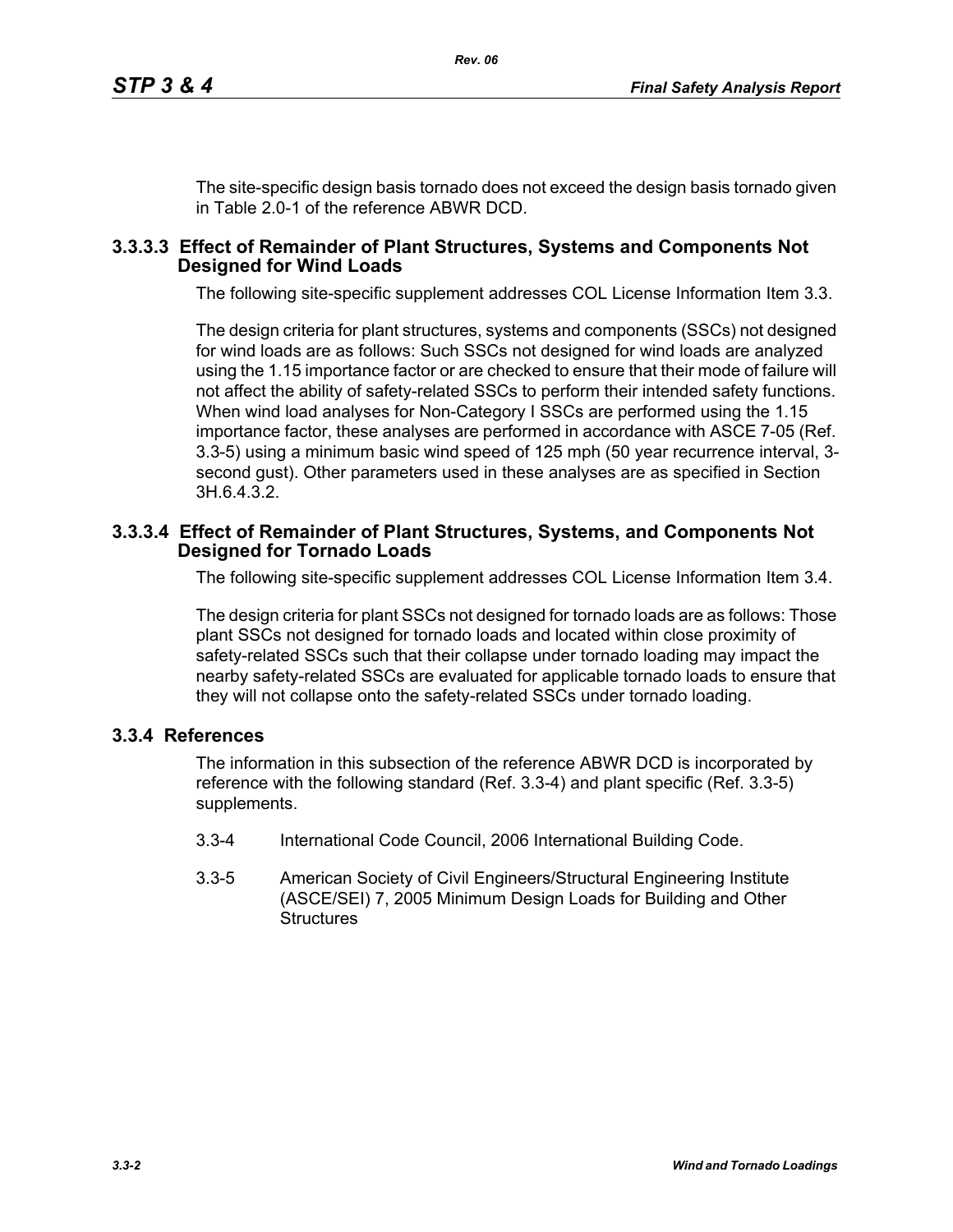The site-specific design basis tornado does not exceed the design basis tornado given in Table 2.0-1 of the reference ABWR DCD.

#### 3.3.3.3 Effect of Remainder of Plant Structures, Systems and Components Not Designed for Wind Loads

The following site-specific supplement addresses COL License Information Item 3.3.

The design criteria for plant structures, systems and components (SSCs) not designed for wind loads are as follows: Such SSCs not designed for wind loads are analyzed using the 1.15 importance factor or are checked to ensure that their mode of failure will not affect the ability of safety-related SSCs to perform their intended safety functions. When wind load analyses for Non-Category I SSCs are performed using the 1.15 importance factor, these analyses are performed in accordance with ASCE 7-05 (Ref. 3.3-5) using a minimum basic wind speed of 125 mph (50 year recurrence interval, 3-second gust). Other parameters used in these analyses are as specified in Section 3H.6.4.3.2.

#### 3.3.3.4 Effect of Remainder of Plant Structures, Systems, and Components Not Designed for Tornado Loads

The following site-specific supplement addresses COL License Information Item 3.4.

The design criteria for plant SSCs not designed for tornado loads are as follows: Those plant SSCs not designed for tornado loads and located within close proximity of safety-related SSCs such that their collapse under tornado loading may impact the nearby safety-related SSCs are evaluated for applicable tornado loads to ensure that they will not collapse onto the safety-related SSCs under tornado loading.

### 3.3.4 References

The information in this subsection of the reference ABWR DCD is incorporated by reference with the following standard (Ref. 3.3-4) and plant specific (Ref. 3.3-5) supplements.

3.3-4 International Code Council, 2006 International Building Code.

3.3-5 American Society of Civil Engineers/Structural Engineering Institute (ASCE/SEI) 7, 2005 Minimum Design Loads for Building and Other Structures